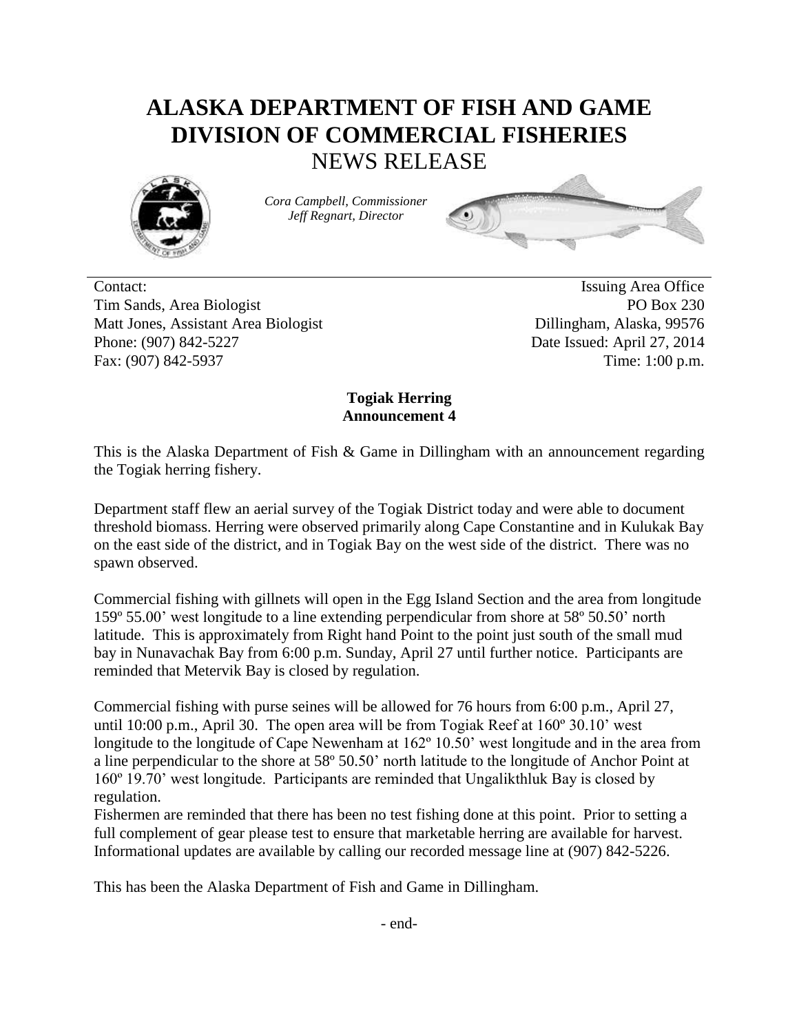# ALASKA DEPARTMENT OF FISH AND GAME
# DIVISION OF COMMERCIAL FISHERIES
## NEWS RELEASE

*Cora Campbell, Commissioner*
*Jeff Regnart, Director*

Contact:
Tim Sands, Area Biologist
Matt Jones, Assistant Area Biologist
Phone: (907) 842-5227
Fax: (907) 842-5937

Issuing Area Office
PO Box 230
Dillingham, Alaska, 99576
Date Issued: April 27, 2014
Time: 1:00 p.m.

**Togiak Herring**
**Announcement 4**

This is the Alaska Department of Fish & Game in Dillingham with an announcement regarding the Togiak herring fishery.

Department staff flew an aerial survey of the Togiak District today and were able to document threshold biomass. Herring were observed primarily along Cape Constantine and in Kulukak Bay on the east side of the district, and in Togiak Bay on the west side of the district. There was no spawn observed.

Commercial fishing with gillnets will open in the Egg Island Section and the area from longitude 159º 55.00' west longitude to a line extending perpendicular from shore at 58º 50.50' north latitude. This is approximately from Right hand Point to the point just south of the small mud bay in Nunavachak Bay from 6:00 p.m. Sunday, April 27 until further notice. Participants are reminded that Metervik Bay is closed by regulation.

Commercial fishing with purse seines will be allowed for 76 hours from 6:00 p.m., April 27, until 10:00 p.m., April 30. The open area will be from Togiak Reef at 160º 30.10' west longitude to the longitude of Cape Newenham at 162º 10.50' west longitude and in the area from a line perpendicular to the shore at 58º 50.50' north latitude to the longitude of Anchor Point at 160º 19.70' west longitude. Participants are reminded that Ungalikthluk Bay is closed by regulation.
Fishermen are reminded that there has been no test fishing done at this point. Prior to setting a full complement of gear please test to ensure that marketable herring are available for harvest. Informational updates are available by calling our recorded message line at (907) 842-5226.

This has been the Alaska Department of Fish and Game in Dillingham.

- end-